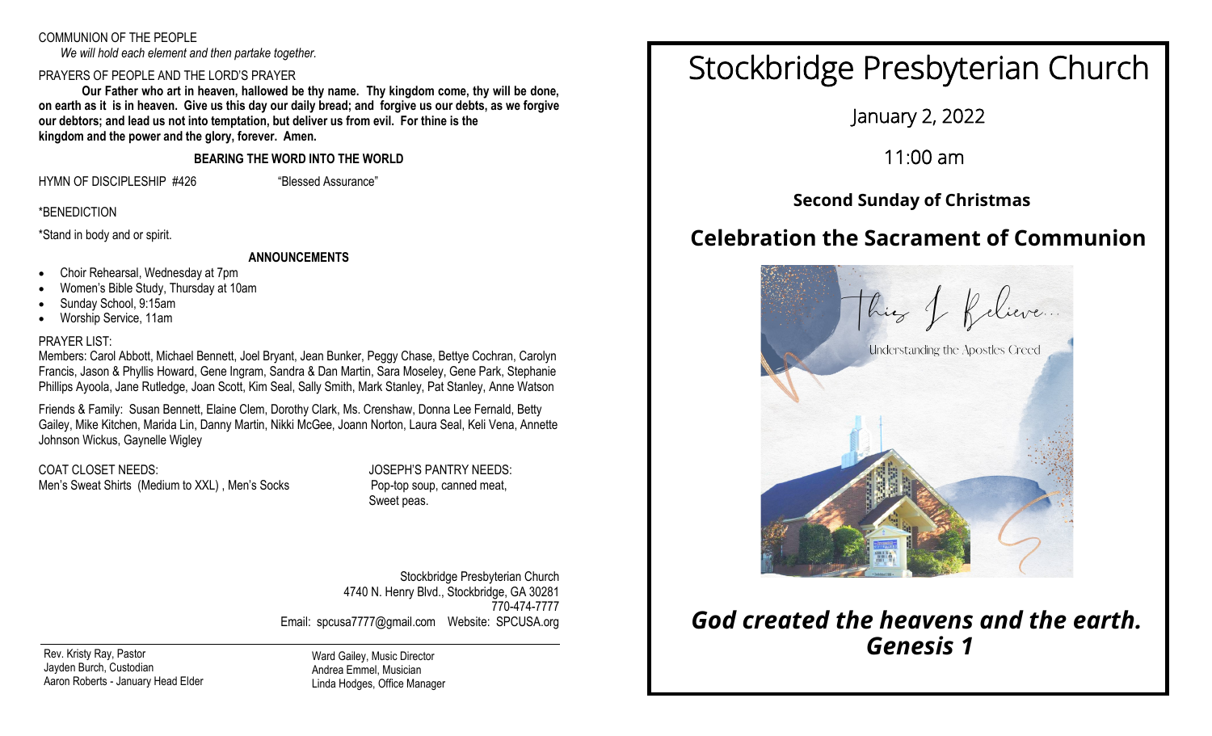COMMUNION OF THE PEOPLE

*We will hold each element and then partake together.*

PRAYERS OF PEOPLE AND THE LORD'S PRAYER

**Our Father who art in heaven, hallowed be thy name. Thy kingdom come, thy will be done, on earth as it is in heaven. Give us this day our daily bread; and forgive us our debts, as we forgive our debtors; and lead us not into temptation, but deliver us from evil. For thine is the kingdom and the power and the glory, forever. Amen.**

**BEARING THE WORD INTO THE WORLD**

HYMN OF DISCIPLESHIP #426 "Blessed Assurance"

*BENEDICTION

*Stand in body and or spirit.

**ANNOUNCEMENTS**

- Choir Rehearsal, Wednesday at 7pm
- Women's Bible Study, Thursday at 10am
- Sunday School, 9:15am
- Worship Service, 11am

PRAYER LIST:

Members: Carol Abbott, Michael Bennett, Joel Bryant, Jean Bunker, Peggy Chase, Bettye Cochran, Carolyn Francis, Jason & Phyllis Howard, Gene Ingram, Sandra & Dan Martin, Sara Moseley, Gene Park, Stephanie Phillips Ayoola, Jane Rutledge, Joan Scott, Kim Seal, Sally Smith, Mark Stanley, Pat Stanley, Anne Watson

Friends & Family: Susan Bennett, Elaine Clem, Dorothy Clark, Ms. Crenshaw, Donna Lee Fernald, Betty Gailey, Mike Kitchen, Marida Lin, Danny Martin, Nikki McGee, Joann Norton, Laura Seal, Keli Vena, Annette Johnson Wickus, Gaynelle Wigley

COAT CLOSET NEEDS:
Men's Sweat Shirts (Medium to XXL) , Men's Socks

JOSEPH'S PANTRY NEEDS:
Pop-top soup, canned meat,
Sweet peas.

Stockbridge Presbyterian Church
4740 N. Henry Blvd., Stockbridge, GA 30281
770-474-7777
Email: spcusa7777@gmail.com Website: SPCUSA.org

Rev. Kristy Ray, Pastor
Jayden Burch, Custodian
Aaron Roberts - January Head Elder

Ward Gailey, Music Director
Andrea Emmel, Musician
Linda Hodges, Office Manager

# Stockbridge Presbyterian Church

January 2, 2022

11:00 am

### Second Sunday of Christmas

## Celebration the Sacrament of Communion

This I Believe...

Understanding the Apostles Creed

***God created the heavens and the earth. Genesis 1***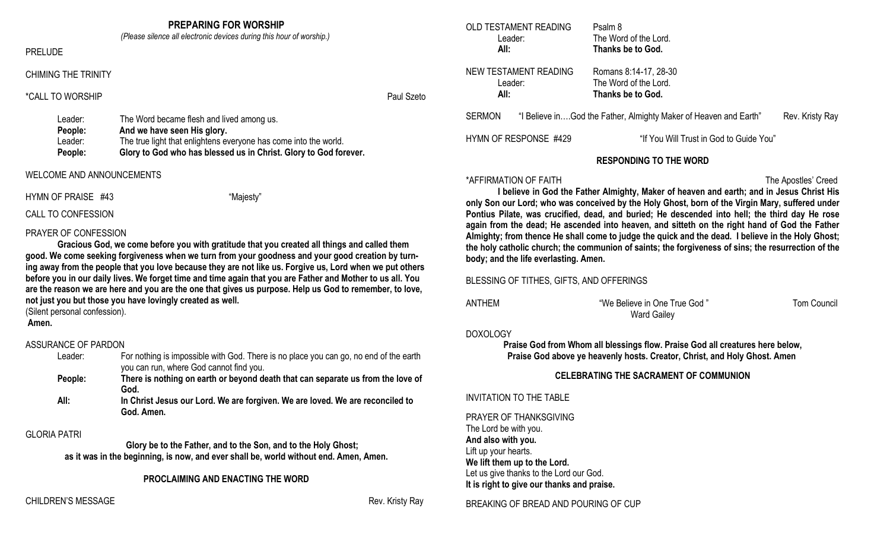## PREPARING FOR WORSHIP

*(Please silence all electronic devices during this hour of worship.)*

PRELUDE

CHIMING THE TRINITY

*CALL TO WORSHIP — Paul Szeto

Leader: The Word became flesh and lived among us.
**People: And we have seen His glory.**
Leader: The true light that enlightens everyone has come into the world.
**People: Glory to God who has blessed us in Christ. Glory to God forever.**

WELCOME AND ANNOUNCEMENTS

HYMN OF PRAISE #43 — "Majesty"

CALL TO CONFESSION

PRAYER OF CONFESSION

**Gracious God, we come before you with gratitude that you created all things and called them good. We come seeking forgiveness when we turn from your goodness and your good creation by turning away from the people that you love because they are not like us. Forgive us, Lord when we put others before you in our daily lives. We forget time and time again that you are Father and Mother to us all. You are the reason we are here and you are the one that gives us purpose. Help us God to remember, to love, not just you but those you have lovingly created as well.**

(Silent personal confession).

**Amen.**

ASSURANCE OF PARDON

Leader: For nothing is impossible with God. There is no place you can go, no end of the earth you can run, where God cannot find you.
**People: There is nothing on earth or beyond death that can separate us from the love of God.**
**All: In Christ Jesus our Lord. We are forgiven. We are loved. We are reconciled to God. Amen.**

GLORIA PATRI

**Glory be to the Father, and to the Son, and to the Holy Ghost;
as it was in the beginning, is now, and ever shall be, world without end. Amen, Amen.**

## PROCLAIMING AND ENACTING THE WORD

CHILDREN'S MESSAGE — Rev. Kristy Ray

OLD TESTAMENT READING — Psalm 8
Leader: The Word of the Lord.
**All: Thanks be to God.**

NEW TESTAMENT READING — Romans 8:14-17, 28-30
Leader: The Word of the Lord.
**All: Thanks be to God.**

SERMON — "I Believe in….God the Father, Almighty Maker of Heaven and Earth" — Rev. Kristy Ray

HYMN OF RESPONSE #429 — "If You Will Trust in God to Guide You"

## RESPONDING TO THE WORD

*AFFIRMATION OF FAITH — The Apostles' Creed

**I believe in God the Father Almighty, Maker of heaven and earth; and in Jesus Christ His only Son our Lord; who was conceived by the Holy Ghost, born of the Virgin Mary, suffered under Pontius Pilate, was crucified, dead, and buried; He descended into hell; the third day He rose again from the dead; He ascended into heaven, and sitteth on the right hand of God the Father Almighty; from thence He shall come to judge the quick and the dead. I believe in the Holy Ghost; the holy catholic church; the communion of saints; the forgiveness of sins; the resurrection of the body; and the life everlasting. Amen.**

BLESSING OF TITHES, GIFTS, AND OFFERINGS

ANTHEM — "We Believe in One True God" — Tom Council
Ward Gailey

DOXOLOGY

**Praise God from Whom all blessings flow. Praise God all creatures here below,
Praise God above ye heavenly hosts. Creator, Christ, and Holy Ghost. Amen**

## CELEBRATING THE SACRAMENT OF COMMUNION

INVITATION TO THE TABLE

PRAYER OF THANKSGIVING

The Lord be with you.
**And also with you.**
Lift up your hearts.
**We lift them up to the Lord.**
Let us give thanks to the Lord our God.
**It is right to give our thanks and praise.**

BREAKING OF BREAD AND POURING OF CUP